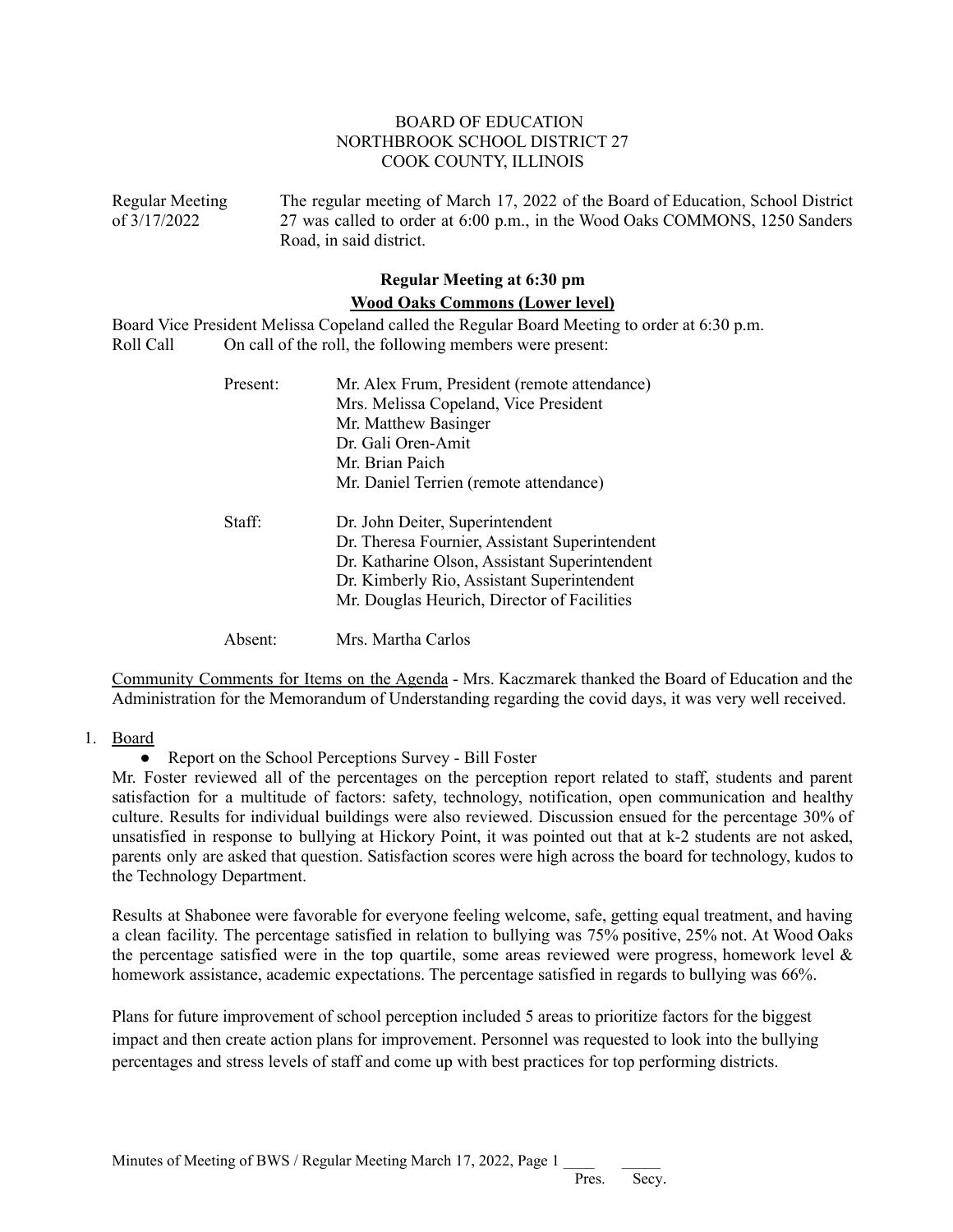# BOARD OF EDUCATION
# NORTHBROOK SCHOOL DISTRICT 27
# COOK COUNTY, ILLINOIS

Regular Meeting of 3/17/2022 — The regular meeting of March 17, 2022 of the Board of Education, School District 27 was called to order at 6:00 p.m., in the Wood Oaks COMMONS, 1250 Sanders Road, in said district.

**Regular Meeting at 6:30 pm**

**Wood Oaks Commons (Lower level)**

Board Vice President Melissa Copeland called the Regular Board Meeting to order at 6:30 p.m.

Roll Call — On call of the roll, the following members were present:

Present:
- Mr. Alex Frum, President (remote attendance)
- Mrs. Melissa Copeland, Vice President
- Mr. Matthew Basinger
- Dr. Gali Oren-Amit
- Mr. Brian Paich
- Mr. Daniel Terrien (remote attendance)

Staff:
- Dr. John Deiter, Superintendent
- Dr. Theresa Fournier, Assistant Superintendent
- Dr. Katharine Olson, Assistant Superintendent
- Dr. Kimberly Rio, Assistant Superintendent
- Mr. Douglas Heurich, Director of Facilities

Absent:
- Mrs. Martha Carlos

Community Comments for Items on the Agenda - Mrs. Kaczmarek thanked the Board of Education and the Administration for the Memorandum of Understanding regarding the covid days, it was very well received.

1. Board
   - Report on the School Perceptions Survey - Bill Foster

Mr. Foster reviewed all of the percentages on the perception report related to staff, students and parent satisfaction for a multitude of factors: safety, technology, notification, open communication and healthy culture. Results for individual buildings were also reviewed. Discussion ensued for the percentage 30% of unsatisfied in response to bullying at Hickory Point, it was pointed out that at k-2 students are not asked, parents only are asked that question. Satisfaction scores were high across the board for technology, kudos to the Technology Department.

Results at Shabonee were favorable for everyone feeling welcome, safe, getting equal treatment, and having a clean facility. The percentage satisfied in relation to bullying was 75% positive, 25% not. At Wood Oaks the percentage satisfied were in the top quartile, some areas reviewed were progress, homework level & homework assistance, academic expectations. The percentage satisfied in regards to bullying was 66%.

Plans for future improvement of school perception included 5 areas to prioritize factors for the biggest impact and then create action plans for improvement. Personnel was requested to look into the bullying percentages and stress levels of staff and come up with best practices for top performing districts.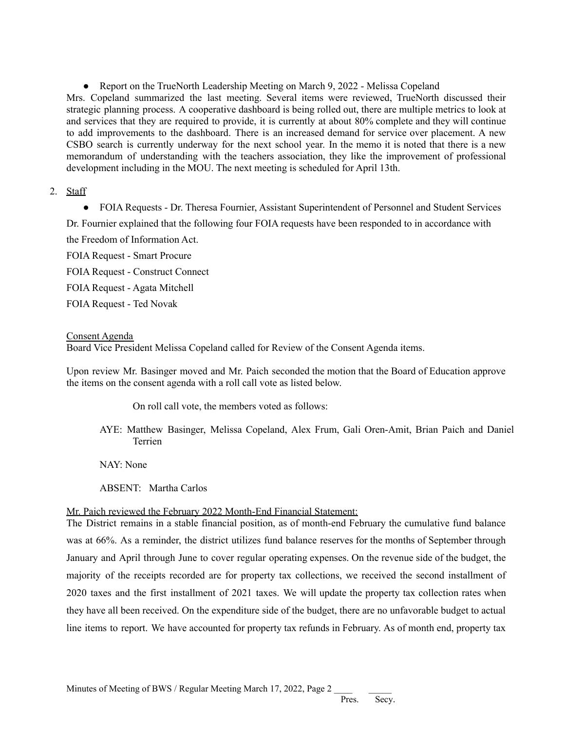- Report on the TrueNorth Leadership Meeting on March 9, 2022 - Melissa Copeland

Mrs. Copeland summarized the last meeting. Several items were reviewed, TrueNorth discussed their strategic planning process. A cooperative dashboard is being rolled out, there are multiple metrics to look at and services that they are required to provide, it is currently at about 80% complete and they will continue to add improvements to the dashboard. There is an increased demand for service over placement. A new CSBO search is currently underway for the next school year. In the memo it is noted that there is a new memorandum of understanding with the teachers association, they like the improvement of professional development including in the MOU. The next meeting is scheduled for April 13th.

2. Staff

- FOIA Requests - Dr. Theresa Fournier, Assistant Superintendent of Personnel and Student Services

Dr. Fournier explained that the following four FOIA requests have been responded to in accordance with the Freedom of Information Act.

FOIA Request - Smart Procure

FOIA Request - Construct Connect

FOIA Request - Agata Mitchell

FOIA Request - Ted Novak

Consent Agenda

Board Vice President Melissa Copeland called for Review of the Consent Agenda items.

Upon review Mr. Basinger moved and Mr. Paich seconded the motion that the Board of Education approve the items on the consent agenda with a roll call vote as listed below.

On roll call vote, the members voted as follows:

AYE: Matthew Basinger, Melissa Copeland, Alex Frum, Gali Oren-Amit, Brian Paich and Daniel Terrien

NAY: None

ABSENT: Martha Carlos

Mr. Paich reviewed the February 2022 Month-End Financial Statement:

The District remains in a stable financial position, as of month-end February the cumulative fund balance was at 66%. As a reminder, the district utilizes fund balance reserves for the months of September through January and April through June to cover regular operating expenses. On the revenue side of the budget, the majority of the receipts recorded are for property tax collections, we received the second installment of 2020 taxes and the first installment of 2021 taxes. We will update the property tax collection rates when they have all been received. On the expenditure side of the budget, there are no unfavorable budget to actual line items to report. We have accounted for property tax refunds in February. As of month end, property tax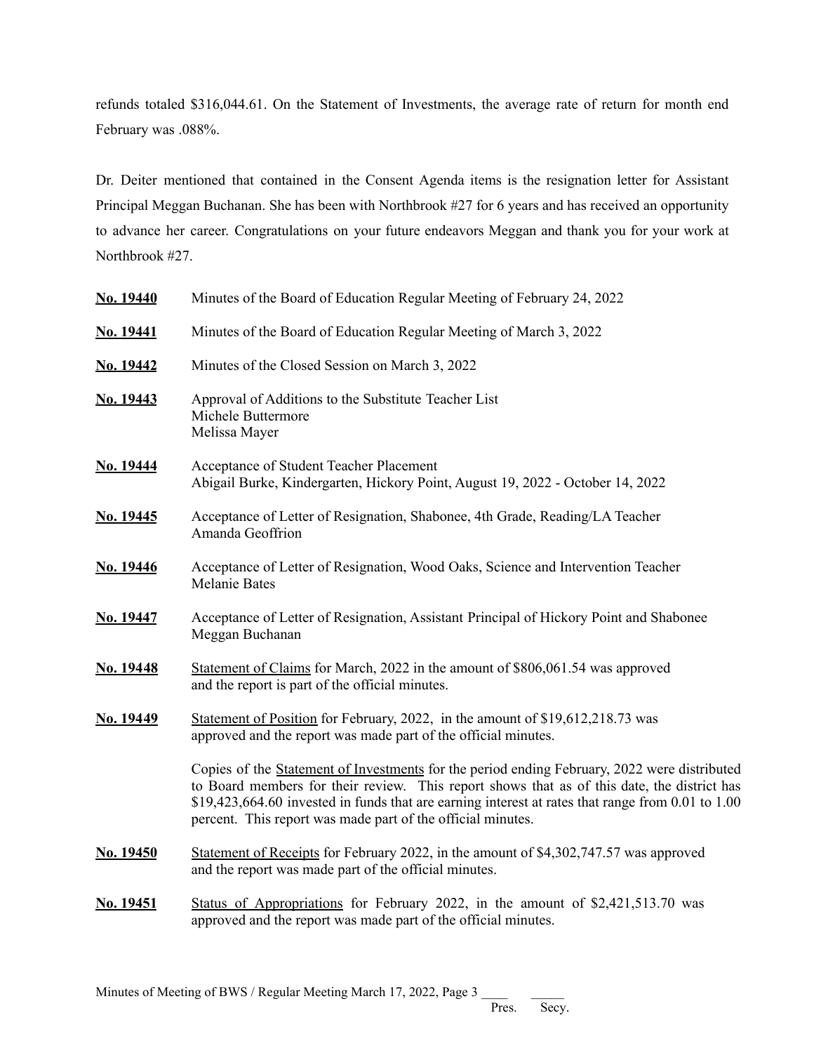refunds totaled $316,044.61. On the Statement of Investments, the average rate of return for month end February was .088%.

Dr. Deiter mentioned that contained in the Consent Agenda items is the resignation letter for Assistant Principal Meggan Buchanan. She has been with Northbrook #27 for 6 years and has received an opportunity to advance her career. Congratulations on your future endeavors Meggan and thank you for your work at Northbrook #27.

**No. 19440** Minutes of the Board of Education Regular Meeting of February 24, 2022

**No. 19441** Minutes of the Board of Education Regular Meeting of March 3, 2022

**No. 19442** Minutes of the Closed Session on March 3, 2022

**No. 19443** Approval of Additions to the Substitute Teacher List
Michele Buttermore
Melissa Mayer

**No. 19444** Acceptance of Student Teacher Placement
Abigail Burke, Kindergarten, Hickory Point, August 19, 2022 - October 14, 2022

**No. 19445** Acceptance of Letter of Resignation, Shabonee, 4th Grade, Reading/LA Teacher
Amanda Geoffrion

**No. 19446** Acceptance of Letter of Resignation, Wood Oaks, Science and Intervention Teacher
Melanie Bates

**No. 19447** Acceptance of Letter of Resignation, Assistant Principal of Hickory Point and Shabonee
Meggan Buchanan

**No. 19448** Statement of Claims for March, 2022 in the amount of $806,061.54 was approved and the report is part of the official minutes.

**No. 19449** Statement of Position for February, 2022, in the amount of $19,612,218.73 was approved and the report was made part of the official minutes.

Copies of the Statement of Investments for the period ending February, 2022 were distributed to Board members for their review. This report shows that as of this date, the district has $19,423,664.60 invested in funds that are earning interest at rates that range from 0.01 to 1.00 percent. This report was made part of the official minutes.

**No. 19450** Statement of Receipts for February 2022, in the amount of $4,302,747.57 was approved and the report was made part of the official minutes.

**No. 19451** Status of Appropriations for February 2022, in the amount of $2,421,513.70 was approved and the report was made part of the official minutes.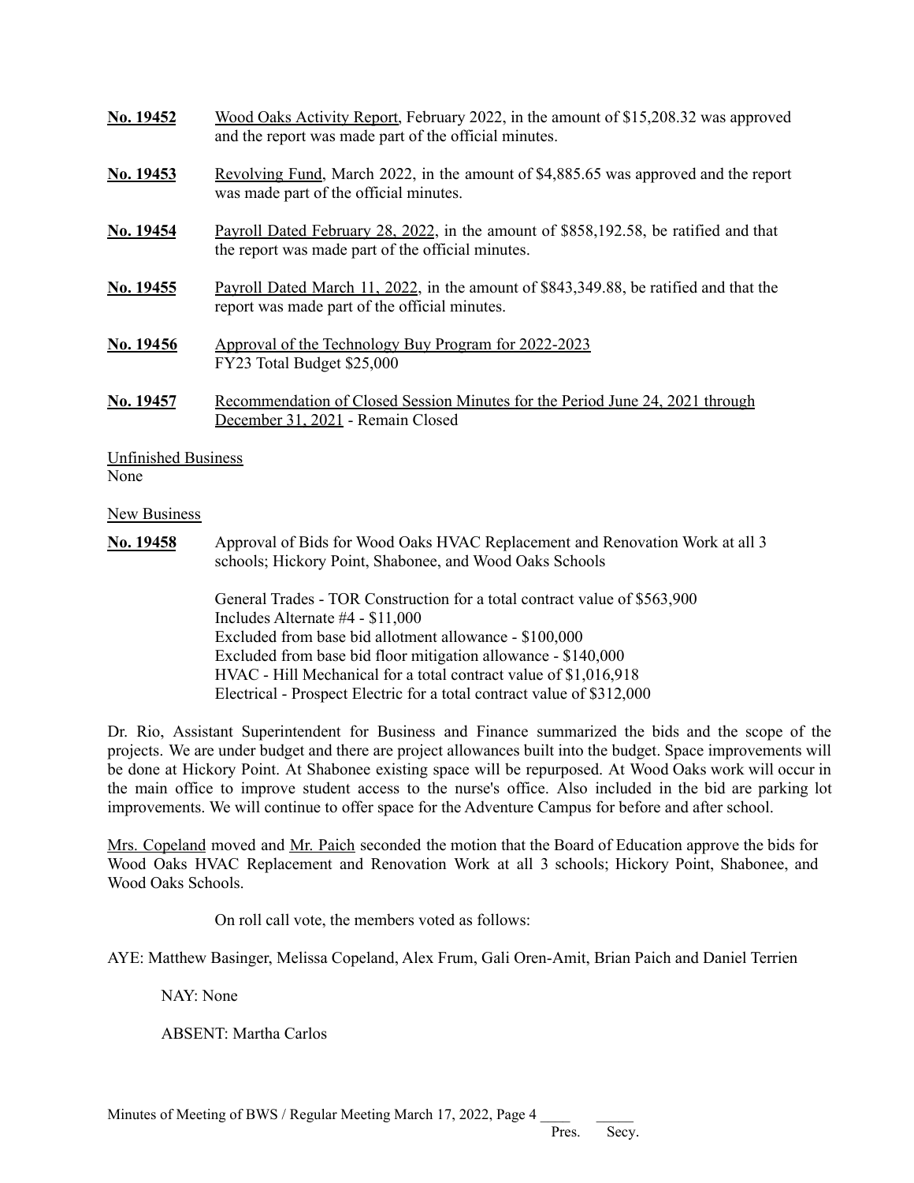**No. 19452** Wood Oaks Activity Report, February 2022, in the amount of $15,208.32 was approved and the report was made part of the official minutes.

**No. 19453** Revolving Fund, March 2022, in the amount of $4,885.65 was approved and the report was made part of the official minutes.

**No. 19454** Payroll Dated February 28, 2022, in the amount of $858,192.58, be ratified and that the report was made part of the official minutes.

**No. 19455** Payroll Dated March 11, 2022, in the amount of $843,349.88, be ratified and that the report was made part of the official minutes.

**No. 19456** Approval of the Technology Buy Program for 2022-2023
FY23 Total Budget $25,000

**No. 19457** Recommendation of Closed Session Minutes for the Period June 24, 2021 through December 31, 2021 - Remain Closed

Unfinished Business
None

New Business

**No. 19458** Approval of Bids for Wood Oaks HVAC Replacement and Renovation Work at all 3 schools; Hickory Point, Shabonee, and Wood Oaks Schools

General Trades - TOR Construction for a total contract value of $563,900
Includes Alternate #4 - $11,000
Excluded from base bid allotment allowance - $100,000
Excluded from base bid floor mitigation allowance - $140,000
HVAC - Hill Mechanical for a total contract value of $1,016,918
Electrical - Prospect Electric for a total contract value of $312,000

Dr. Rio, Assistant Superintendent for Business and Finance summarized the bids and the scope of the projects. We are under budget and there are project allowances built into the budget. Space improvements will be done at Hickory Point. At Shabonee existing space will be repurposed. At Wood Oaks work will occur in the main office to improve student access to the nurse's office. Also included in the bid are parking lot improvements. We will continue to offer space for the Adventure Campus for before and after school.

Mrs. Copeland moved and Mr. Paich seconded the motion that the Board of Education approve the bids for Wood Oaks HVAC Replacement and Renovation Work at all 3 schools; Hickory Point, Shabonee, and Wood Oaks Schools.

On roll call vote, the members voted as follows:

AYE: Matthew Basinger, Melissa Copeland, Alex Frum, Gali Oren-Amit, Brian Paich and Daniel Terrien

NAY: None

ABSENT: Martha Carlos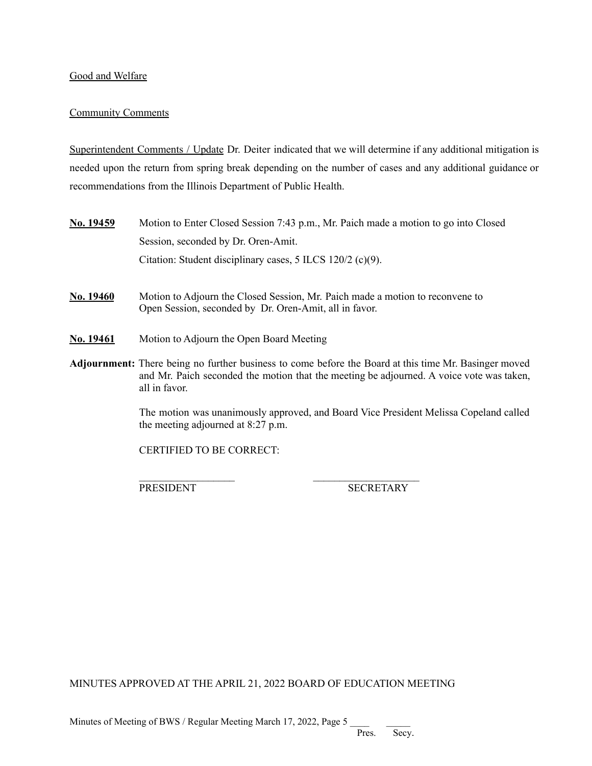Good and Welfare

Community Comments

Superintendent Comments / Update Dr. Deiter indicated that we will determine if any additional mitigation is needed upon the return from spring break depending on the number of cases and any additional guidance or recommendations from the Illinois Department of Public Health.

**No. 19459** Motion to Enter Closed Session 7:43 p.m., Mr. Paich made a motion to go into Closed Session, seconded by Dr. Oren-Amit.
Citation: Student disciplinary cases, 5 ILCS 120/2 (c)(9).

**No. 19460** Motion to Adjourn the Closed Session, Mr. Paich made a motion to reconvene to Open Session, seconded by Dr. Oren-Amit, all in favor.

**No. 19461** Motion to Adjourn the Open Board Meeting

**Adjournment:** There being no further business to come before the Board at this time Mr. Basinger moved and Mr. Paich seconded the motion that the meeting be adjourned. A voice vote was taken, all in favor.

The motion was unanimously approved, and Board Vice President Melissa Copeland called the meeting adjourned at 8:27 p.m.

CERTIFIED TO BE CORRECT:

__________________ ____________________
PRESIDENT SECRETARY

MINUTES APPROVED AT THE APRIL 21, 2022 BOARD OF EDUCATION MEETING